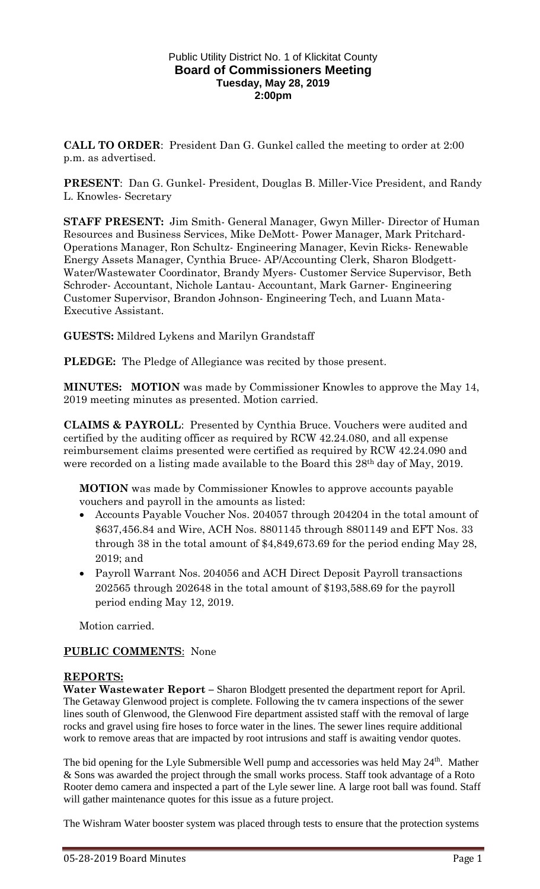Public Utility District No. 1 of Klickitat County

**Board of Commissioners Meeting**

**Tuesday, May 28, 2019**

**2:00pm**

**CALL TO ORDER**: President Dan G. Gunkel called the meeting to order at 2:00 p.m. as advertised.

**PRESENT**: Dan G. Gunkel- President, Douglas B. Miller-Vice President, and Randy L. Knowles- Secretary

**STAFF PRESENT:** Jim Smith- General Manager, Gwyn Miller- Director of Human Resources and Business Services, Mike DeMott- Power Manager, Mark Pritchard- Operations Manager, Ron Schultz- Engineering Manager, Kevin Ricks- Renewable Energy Assets Manager, Cynthia Bruce- AP/Accounting Clerk, Sharon Blodgett- Water/Wastewater Coordinator, Brandy Myers- Customer Service Supervisor, Beth Schroder- Accountant, Nichole Lantau- Accountant, Mark Garner- Engineering Customer Supervisor, Brandon Johnson- Engineering Tech, and Luann Mata- Executive Assistant.

**GUESTS:** Mildred Lykens and Marilyn Grandstaff

**PLEDGE:** The Pledge of Allegiance was recited by those present.

**MINUTES: MOTION** was made by Commissioner Knowles to approve the May 14, 2019 meeting minutes as presented. Motion carried.

**CLAIMS & PAYROLL**: Presented by Cynthia Bruce. Vouchers were audited and certified by the auditing officer as required by RCW 42.24.080, and all expense reimbursement claims presented were certified as required by RCW 42.24.090 and were recorded on a listing made available to the Board this 28th day of May, 2019.

**MOTION** was made by Commissioner Knowles to approve accounts payable vouchers and payroll in the amounts as listed:

- Accounts Payable Voucher Nos. 204057 through 204204 in the total amount of \$637,456.84 and Wire, ACH Nos. 8801145 through 8801149 and EFT Nos. 33 through 38 in the total amount of \$4,849,673.69 for the period ending May 28, 2019; and
- Payroll Warrant Nos. 204056 and ACH Direct Deposit Payroll transactions 202565 through 202648 in the total amount of \$193,588.69 for the payroll period ending May 12, 2019.

Motion carried.

**PUBLIC COMMENTS**: None

**REPORTS:**

**Water Wastewater Report –** Sharon Blodgett presented the department report for April. The Getaway Glenwood project is complete. Following the tv camera inspections of the sewer lines south of Glenwood, the Glenwood Fire department assisted staff with the removal of large rocks and gravel using fire hoses to force water in the lines. The sewer lines require additional work to remove areas that are impacted by root intrusions and staff is awaiting vendor quotes.

The bid opening for the Lyle Submersible Well pump and accessories was held May 24th. Mather & Sons was awarded the project through the small works process. Staff took advantage of a Roto Rooter demo camera and inspected a part of the Lyle sewer line. A large root ball was found. Staff will gather maintenance quotes for this issue as a future project.

The Wishram Water booster system was placed through tests to ensure that the protection systems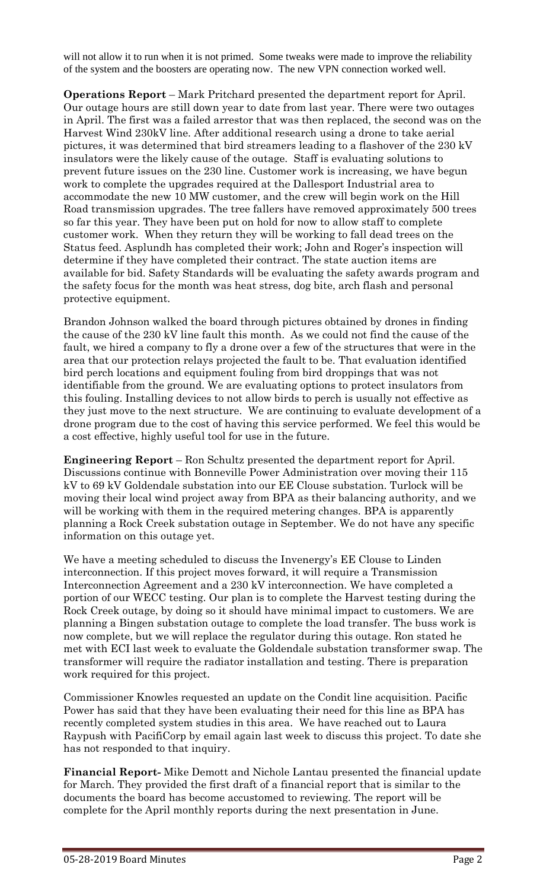will not allow it to run when it is not primed. Some tweaks were made to improve the reliability of the system and the boosters are operating now. The new VPN connection worked well.

**Operations Report** – Mark Pritchard presented the department report for April. Our outage hours are still down year to date from last year. There were two outages in April. The first was a failed arrestor that was then replaced, the second was on the Harvest Wind 230kV line. After additional research using a drone to take aerial pictures, it was determined that bird streamers leading to a flashover of the 230 kV insulators were the likely cause of the outage. Staff is evaluating solutions to prevent future issues on the 230 line. Customer work is increasing, we have begun work to complete the upgrades required at the Dallesport Industrial area to accommodate the new 10 MW customer, and the crew will begin work on the Hill Road transmission upgrades. The tree fallers have removed approximately 500 trees so far this year. They have been put on hold for now to allow staff to complete customer work. When they return they will be working to fall dead trees on the Status feed. Asplundh has completed their work; John and Roger's inspection will determine if they have completed their contract. The state auction items are available for bid. Safety Standards will be evaluating the safety awards program and the safety focus for the month was heat stress, dog bite, arch flash and personal protective equipment.

Brandon Johnson walked the board through pictures obtained by drones in finding the cause of the 230 kV line fault this month. As we could not find the cause of the fault, we hired a company to fly a drone over a few of the structures that were in the area that our protection relays projected the fault to be. That evaluation identified bird perch locations and equipment fouling from bird droppings that was not identifiable from the ground. We are evaluating options to protect insulators from this fouling. Installing devices to not allow birds to perch is usually not effective as they just move to the next structure. We are continuing to evaluate development of a drone program due to the cost of having this service performed. We feel this would be a cost effective, highly useful tool for use in the future.

**Engineering Report** – Ron Schultz presented the department report for April. Discussions continue with Bonneville Power Administration over moving their 115 kV to 69 kV Goldendale substation into our EE Clouse substation. Turlock will be moving their local wind project away from BPA as their balancing authority, and we will be working with them in the required metering changes. BPA is apparently planning a Rock Creek substation outage in September. We do not have any specific information on this outage yet.

We have a meeting scheduled to discuss the Invenergy's EE Clouse to Linden interconnection. If this project moves forward, it will require a Transmission Interconnection Agreement and a 230 kV interconnection. We have completed a portion of our WECC testing. Our plan is to complete the Harvest testing during the Rock Creek outage, by doing so it should have minimal impact to customers. We are planning a Bingen substation outage to complete the load transfer. The buss work is now complete, but we will replace the regulator during this outage. Ron stated he met with ECI last week to evaluate the Goldendale substation transformer swap. The transformer will require the radiator installation and testing. There is preparation work required for this project.

Commissioner Knowles requested an update on the Condit line acquisition. Pacific Power has said that they have been evaluating their need for this line as BPA has recently completed system studies in this area. We have reached out to Laura Raypush with PacifiCorp by email again last week to discuss this project. To date she has not responded to that inquiry.

**Financial Report-** Mike Demott and Nichole Lantau presented the financial update for March. They provided the first draft of a financial report that is similar to the documents the board has become accustomed to reviewing. The report will be complete for the April monthly reports during the next presentation in June.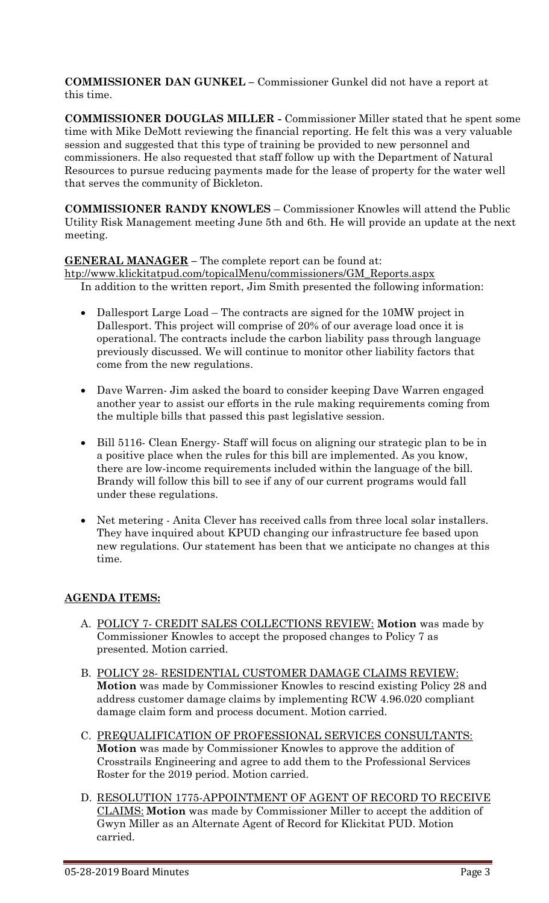**COMMISSIONER DAN GUNKEL** – Commissioner Gunkel did not have a report at this time.

**COMMISSIONER DOUGLAS MILLER -** Commissioner Miller stated that he spent some time with Mike DeMott reviewing the financial reporting. He felt this was a very valuable session and suggested that this type of training be provided to new personnel and commissioners. He also requested that staff follow up with the Department of Natural Resources to pursue reducing payments made for the lease of property for the water well that serves the community of Bickleton.

**COMMISSIONER RANDY KNOWLES** – Commissioner Knowles will attend the Public Utility Risk Management meeting June 5th and 6th. He will provide an update at the next meeting.

**GENERAL MANAGER** – The complete report can be found at: http://www.klickitatpud.com/topicalMenu/commissioners/GM_Reports.aspx
In addition to the written report, Jim Smith presented the following information:

- Dallesport Large Load – The contracts are signed for the 10MW project in Dallesport. This project will comprise of 20% of our average load once it is operational. The contracts include the carbon liability pass through language previously discussed. We will continue to monitor other liability factors that come from the new regulations.

- Dave Warren- Jim asked the board to consider keeping Dave Warren engaged another year to assist our efforts in the rule making requirements coming from the multiple bills that passed this past legislative session.

- Bill 5116- Clean Energy- Staff will focus on aligning our strategic plan to be in a positive place when the rules for this bill are implemented. As you know, there are low-income requirements included within the language of the bill. Brandy will follow this bill to see if any of our current programs would fall under these regulations.

- Net metering - Anita Clever has received calls from three local solar installers. They have inquired about KPUD changing our infrastructure fee based upon new regulations. Our statement has been that we anticipate no changes at this time.

**AGENDA ITEMS:**

A. POLICY 7- CREDIT SALES COLLECTIONS REVIEW: **Motion** was made by Commissioner Knowles to accept the proposed changes to Policy 7 as presented. Motion carried.

B. POLICY 28- RESIDENTIAL CUSTOMER DAMAGE CLAIMS REVIEW: **Motion** was made by Commissioner Knowles to rescind existing Policy 28 and address customer damage claims by implementing RCW 4.96.020 compliant damage claim form and process document. Motion carried.

C. PREQUALIFICATION OF PROFESSIONAL SERVICES CONSULTANTS: **Motion** was made by Commissioner Knowles to approve the addition of Crosstrails Engineering and agree to add them to the Professional Services Roster for the 2019 period. Motion carried.

D. RESOLUTION 1775-APPOINTMENT OF AGENT OF RECORD TO RECEIVE CLAIMS: **Motion** was made by Commissioner Miller to accept the addition of Gwyn Miller as an Alternate Agent of Record for Klickitat PUD. Motion carried.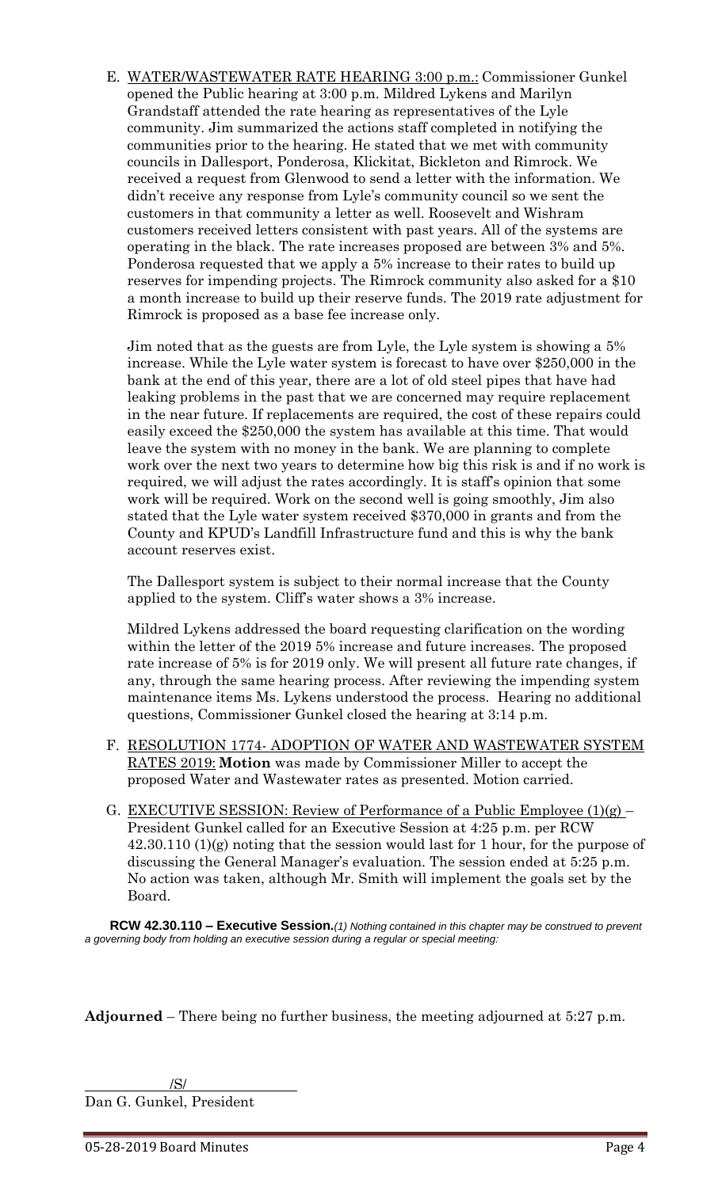E. <u>WATER/WASTEWATER RATE HEARING 3:00 p.m.:</u> Commissioner Gunkel opened the Public hearing at 3:00 p.m. Mildred Lykens and Marilyn Grandstaff attended the rate hearing as representatives of the Lyle community. Jim summarized the actions staff completed in notifying the communities prior to the hearing. He stated that we met with community councils in Dallesport, Ponderosa, Klickitat, Bickleton and Rimrock. We received a request from Glenwood to send a letter with the information. We didn't receive any response from Lyle's community council so we sent the customers in that community a letter as well. Roosevelt and Wishram customers received letters consistent with past years. All of the systems are operating in the black. The rate increases proposed are between 3% and 5%. Ponderosa requested that we apply a 5% increase to their rates to build up reserves for impending projects. The Rimrock community also asked for a $10 a month increase to build up their reserve funds. The 2019 rate adjustment for Rimrock is proposed as a base fee increase only.

   Jim noted that as the guests are from Lyle, the Lyle system is showing a 5% increase. While the Lyle water system is forecast to have over $250,000 in the bank at the end of this year, there are a lot of old steel pipes that have had leaking problems in the past that we are concerned may require replacement in the near future. If replacements are required, the cost of these repairs could easily exceed the $250,000 the system has available at this time. That would leave the system with no money in the bank. We are planning to complete work over the next two years to determine how big this risk is and if no work is required, we will adjust the rates accordingly. It is staff's opinion that some work will be required. Work on the second well is going smoothly, Jim also stated that the Lyle water system received $370,000 in grants and from the County and KPUD's Landfill Infrastructure fund and this is why the bank account reserves exist.

   The Dallesport system is subject to their normal increase that the County applied to the system. Cliff's water shows a 3% increase.

   Mildred Lykens addressed the board requesting clarification on the wording within the letter of the 2019 5% increase and future increases. The proposed rate increase of 5% is for 2019 only. We will present all future rate changes, if any, through the same hearing process. After reviewing the impending system maintenance items Ms. Lykens understood the process. Hearing no additional questions, Commissioner Gunkel closed the hearing at 3:14 p.m.

F. <u>RESOLUTION 1774- ADOPTION OF WATER AND WASTEWATER SYSTEM RATES 2019:</u> **Motion** was made by Commissioner Miller to accept the proposed Water and Wastewater rates as presented. Motion carried.

G. <u>EXECUTIVE SESSION: Review of Performance of a Public Employee (1)(g)</u> – President Gunkel called for an Executive Session at 4:25 p.m. per RCW 42.30.110 (1)(g) noting that the session would last for 1 hour, for the purpose of discussing the General Manager's evaluation. The session ended at 5:25 p.m. No action was taken, although Mr. Smith will implement the goals set by the Board.

**RCW 42.30.110 – Executive Session.** *(1) Nothing contained in this chapter may be construed to prevent a governing body from holding an executive session during a regular or special meeting:*

**Adjourned** – There being no further business, the meeting adjourned at 5:27 p.m.

/S/
Dan G. Gunkel, President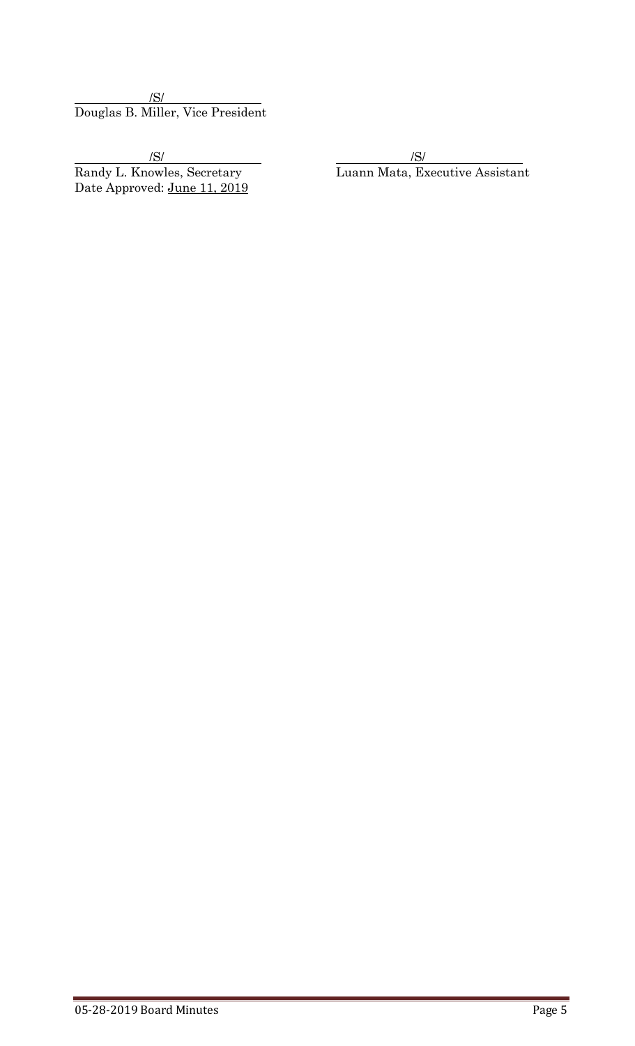/S/
Douglas B. Miller, Vice President

/S/
Randy L. Knowles, Secretary
Date Approved: June 11, 2019

/S/
Luann Mata, Executive Assistant